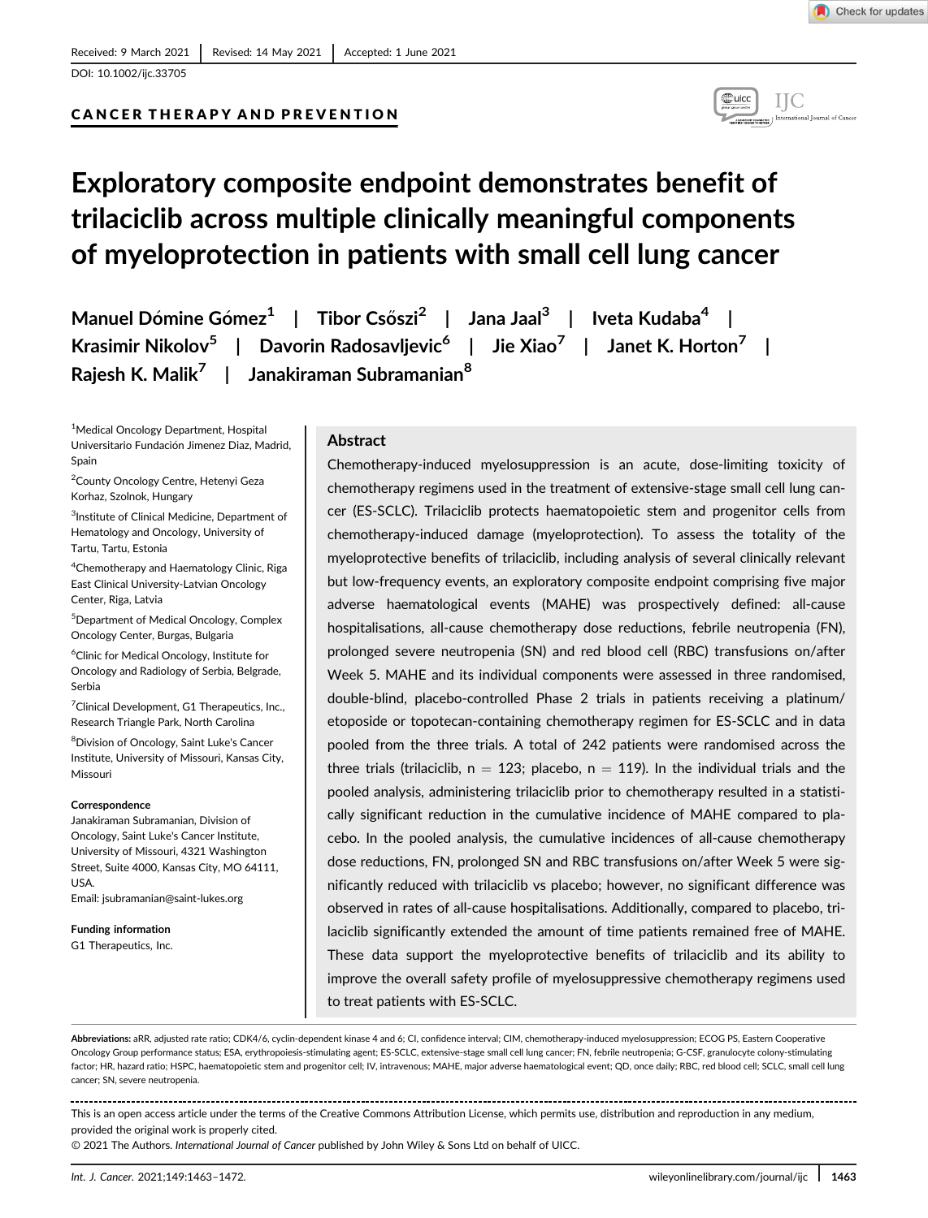Received: 9 March 2021 | Revised: 14 May 2021 | Accepted: 1 June 2021

DOI: 10.1002/ijc.33705

CANCER THERAPY AND PREVENTION

# Exploratory composite endpoint demonstrates benefit of trilaciclib across multiple clinically meaningful components of myeloprotection in patients with small cell lung cancer

Manuel Dómine Gómez[1] | Tibor Csőszi[2] | Jana Jaal[3] | Iveta Kudaba[4] | Krasimir Nikolov[5] | Davorin Radosavljevic[6] | Jie Xiao[7] | Janet K. Horton[7] | Rajesh K. Malik[7] | Janakiraman Subramanian[8]

[1]Medical Oncology Department, Hospital Universitario Fundación Jimenez Diaz, Madrid, Spain

[2]County Oncology Centre, Hetenyi Geza Korhaz, Szolnok, Hungary

[3]Institute of Clinical Medicine, Department of Hematology and Oncology, University of Tartu, Tartu, Estonia

[4]Chemotherapy and Haematology Clinic, Riga East Clinical University-Latvian Oncology Center, Riga, Latvia

[5]Department of Medical Oncology, Complex Oncology Center, Burgas, Bulgaria

[6]Clinic for Medical Oncology, Institute for Oncology and Radiology of Serbia, Belgrade, Serbia

[7]Clinical Development, G1 Therapeutics, Inc., Research Triangle Park, North Carolina

[8]Division of Oncology, Saint Luke's Cancer Institute, University of Missouri, Kansas City, Missouri

**Correspondence**
Janakiraman Subramanian, Division of Oncology, Saint Luke's Cancer Institute, University of Missouri, 4321 Washington Street, Suite 4000, Kansas City, MO 64111, USA.
Email: jsubramanian@saint-lukes.org

**Funding information**
G1 Therapeutics, Inc.

## Abstract

Chemotherapy-induced myelosuppression is an acute, dose-limiting toxicity of chemotherapy regimens used in the treatment of extensive-stage small cell lung cancer (ES-SCLC). Trilaciclib protects haematopoietic stem and progenitor cells from chemotherapy-induced damage (myeloprotection). To assess the totality of the myeloprotective benefits of trilaciclib, including analysis of several clinically relevant but low-frequency events, an exploratory composite endpoint comprising five major adverse haematological events (MAHE) was prospectively defined: all-cause hospitalisations, all-cause chemotherapy dose reductions, febrile neutropenia (FN), prolonged severe neutropenia (SN) and red blood cell (RBC) transfusions on/after Week 5. MAHE and its individual components were assessed in three randomised, double-blind, placebo-controlled Phase 2 trials in patients receiving a platinum/etoposide or topotecan-containing chemotherapy regimen for ES-SCLC and in data pooled from the three trials. A total of 242 patients were randomised across the three trials (trilaciclib, n = 123; placebo, n = 119). In the individual trials and the pooled analysis, administering trilaciclib prior to chemotherapy resulted in a statistically significant reduction in the cumulative incidence of MAHE compared to placebo. In the pooled analysis, the cumulative incidences of all-cause chemotherapy dose reductions, FN, prolonged SN and RBC transfusions on/after Week 5 were significantly reduced with trilaciclib vs placebo; however, no significant difference was observed in rates of all-cause hospitalisations. Additionally, compared to placebo, trilaciclib significantly extended the amount of time patients remained free of MAHE. These data support the myeloprotective benefits of trilaciclib and its ability to improve the overall safety profile of myelosuppressive chemotherapy regimens used to treat patients with ES-SCLC.

**Abbreviations:** aRR, adjusted rate ratio; CDK4/6, cyclin-dependent kinase 4 and 6; CI, confidence interval; CIM, chemotherapy-induced myelosuppression; ECOG PS, Eastern Cooperative Oncology Group performance status; ESA, erythropoiesis-stimulating agent; ES-SCLC, extensive-stage small cell lung cancer; FN, febrile neutropenia; G-CSF, granulocyte colony-stimulating factor; HR, hazard ratio; HSPC, haematopoietic stem and progenitor cell; IV, intravenous; MAHE, major adverse haematological event; QD, once daily; RBC, red blood cell; SCLC, small cell lung cancer; SN, severe neutropenia.

This is an open access article under the terms of the Creative Commons Attribution License, which permits use, distribution and reproduction in any medium, provided the original work is properly cited.

© 2021 The Authors. *International Journal of Cancer* published by John Wiley & Sons Ltd on behalf of UICC.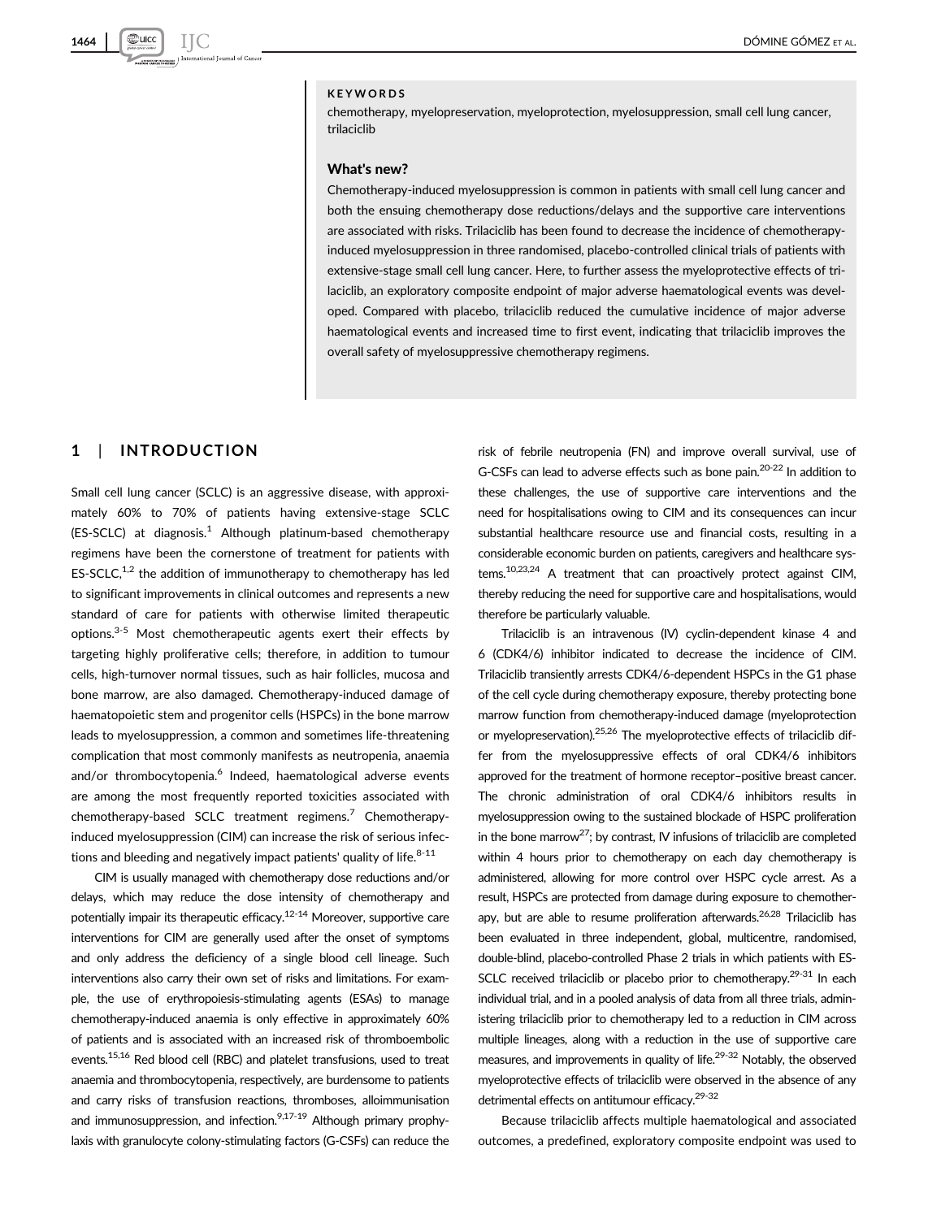**KEYWORDS**

chemotherapy, myelopreservation, myeloprotection, myelosuppression, small cell lung cancer, trilaciclib

**What's new?**

Chemotherapy-induced myelosuppression is common in patients with small cell lung cancer and both the ensuing chemotherapy dose reductions/delays and the supportive care interventions are associated with risks. Trilaciclib has been found to decrease the incidence of chemotherapy-induced myelosuppression in three randomised, placebo-controlled clinical trials of patients with extensive-stage small cell lung cancer. Here, to further assess the myeloprotective effects of trilaciclib, an exploratory composite endpoint of major adverse haematological events was developed. Compared with placebo, trilaciclib reduced the cumulative incidence of major adverse haematological events and increased time to first event, indicating that trilaciclib improves the overall safety of myelosuppressive chemotherapy regimens.

## 1 | INTRODUCTION

Small cell lung cancer (SCLC) is an aggressive disease, with approximately 60% to 70% of patients having extensive-stage SCLC (ES-SCLC) at diagnosis.[1] Although platinum-based chemotherapy regimens have been the cornerstone of treatment for patients with ES-SCLC,[1,2] the addition of immunotherapy to chemotherapy has led to significant improvements in clinical outcomes and represents a new standard of care for patients with otherwise limited therapeutic options.[3-5] Most chemotherapeutic agents exert their effects by targeting highly proliferative cells; therefore, in addition to tumour cells, high-turnover normal tissues, such as hair follicles, mucosa and bone marrow, are also damaged. Chemotherapy-induced damage of haematopoietic stem and progenitor cells (HSPCs) in the bone marrow leads to myelosuppression, a common and sometimes life-threatening complication that most commonly manifests as neutropenia, anaemia and/or thrombocytopenia.[6] Indeed, haematological adverse events are among the most frequently reported toxicities associated with chemotherapy-based SCLC treatment regimens.[7] Chemotherapy-induced myelosuppression (CIM) can increase the risk of serious infections and bleeding and negatively impact patients' quality of life.[8-11]

CIM is usually managed with chemotherapy dose reductions and/or delays, which may reduce the dose intensity of chemotherapy and potentially impair its therapeutic efficacy.[12-14] Moreover, supportive care interventions for CIM are generally used after the onset of symptoms and only address the deficiency of a single blood cell lineage. Such interventions also carry their own set of risks and limitations. For example, the use of erythropoiesis-stimulating agents (ESAs) to manage chemotherapy-induced anaemia is only effective in approximately 60% of patients and is associated with an increased risk of thromboembolic events.[15,16] Red blood cell (RBC) and platelet transfusions, used to treat anaemia and thrombocytopenia, respectively, are burdensome to patients and carry risks of transfusion reactions, thromboses, alloimmunisation and immunosuppression, and infection.[9,17-19] Although primary prophylaxis with granulocyte colony-stimulating factors (G-CSFs) can reduce the risk of febrile neutropenia (FN) and improve overall survival, use of G-CSFs can lead to adverse effects such as bone pain.[20-22] In addition to these challenges, the use of supportive care interventions and the need for hospitalisations owing to CIM and its consequences can incur substantial healthcare resource use and financial costs, resulting in a considerable economic burden on patients, caregivers and healthcare systems.[10,23,24] A treatment that can proactively protect against CIM, thereby reducing the need for supportive care and hospitalisations, would therefore be particularly valuable.

Trilaciclib is an intravenous (IV) cyclin-dependent kinase 4 and 6 (CDK4/6) inhibitor indicated to decrease the incidence of CIM. Trilaciclib transiently arrests CDK4/6-dependent HSPCs in the G1 phase of the cell cycle during chemotherapy exposure, thereby protecting bone marrow function from chemotherapy-induced damage (myeloprotection or myelopreservation).[25,26] The myeloprotective effects of trilaciclib differ from the myelosuppressive effects of oral CDK4/6 inhibitors approved for the treatment of hormone receptor–positive breast cancer. The chronic administration of oral CDK4/6 inhibitors results in myelosuppression owing to the sustained blockade of HSPC proliferation in the bone marrow[27]; by contrast, IV infusions of trilaciclib are completed within 4 hours prior to chemotherapy on each day chemotherapy is administered, allowing for more control over HSPC cycle arrest. As a result, HSPCs are protected from damage during exposure to chemotherapy, but are able to resume proliferation afterwards.[26,28] Trilaciclib has been evaluated in three independent, global, multicentre, randomised, double-blind, placebo-controlled Phase 2 trials in which patients with ES-SCLC received trilaciclib or placebo prior to chemotherapy.[29-31] In each individual trial, and in a pooled analysis of data from all three trials, administering trilaciclib prior to chemotherapy led to a reduction in CIM across multiple lineages, along with a reduction in the use of supportive care measures, and improvements in quality of life.[29-32] Notably, the observed myeloprotective effects of trilaciclib were observed in the absence of any detrimental effects on antitumour efficacy.[29-32]

Because trilaciclib affects multiple haematological and associated outcomes, a predefined, exploratory composite endpoint was used to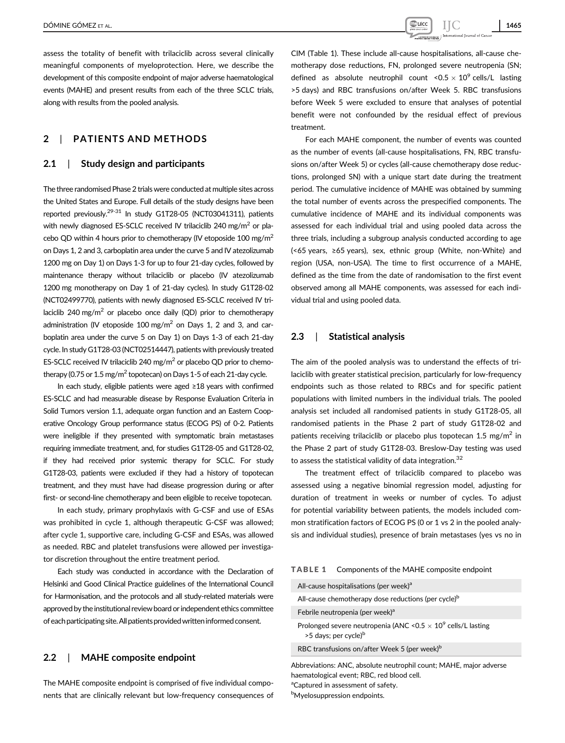assess the totality of benefit with trilaciclib across several clinically meaningful components of myeloprotection. Here, we describe the development of this composite endpoint of major adverse haematological events (MAHE) and present results from each of the three SCLC trials, along with results from the pooled analysis.

## 2 | PATIENTS AND METHODS

### 2.1 | Study design and participants

The three randomised Phase 2 trials were conducted at multiple sites across the United States and Europe. Full details of the study designs have been reported previously.[29-31] In study G1T28-05 (NCT03041311), patients with newly diagnosed ES-SCLC received IV trilaciclib 240 mg/m$^2$ or placebo QD within 4 hours prior to chemotherapy (IV etoposide 100 mg/m$^2$ on Days 1, 2 and 3, carboplatin area under the curve 5 and IV atezolizumab 1200 mg on Day 1) on Days 1-3 for up to four 21-day cycles, followed by maintenance therapy without trilaciclib or placebo (IV atezolizumab 1200 mg monotherapy on Day 1 of 21-day cycles). In study G1T28-02 (NCT02499770), patients with newly diagnosed ES-SCLC received IV trilaciclib 240 mg/m$^2$ or placebo once daily (QD) prior to chemotherapy administration (IV etoposide 100 mg/m$^2$ on Days 1, 2 and 3, and carboplatin area under the curve 5 on Day 1) on Days 1-3 of each 21-day cycle. In study G1T28-03 (NCT02514447), patients with previously treated ES-SCLC received IV trilaciclib 240 mg/m$^2$ or placebo QD prior to chemotherapy (0.75 or 1.5 mg/m$^2$ topotecan) on Days 1-5 of each 21-day cycle.

In each study, eligible patients were aged ≥18 years with confirmed ES-SCLC and had measurable disease by Response Evaluation Criteria in Solid Tumors version 1.1, adequate organ function and an Eastern Cooperative Oncology Group performance status (ECOG PS) of 0-2. Patients were ineligible if they presented with symptomatic brain metastases requiring immediate treatment, and, for studies G1T28-05 and G1T28-02, if they had received prior systemic therapy for SCLC. For study G1T28-03, patients were excluded if they had a history of topotecan treatment, and they must have had disease progression during or after first- or second-line chemotherapy and been eligible to receive topotecan.

In each study, primary prophylaxis with G-CSF and use of ESAs was prohibited in cycle 1, although therapeutic G-CSF was allowed; after cycle 1, supportive care, including G-CSF and ESAs, was allowed as needed. RBC and platelet transfusions were allowed per investigator discretion throughout the entire treatment period.

Each study was conducted in accordance with the Declaration of Helsinki and Good Clinical Practice guidelines of the International Council for Harmonisation, and the protocols and all study-related materials were approved by the institutional review board or independent ethics committee of each participating site. All patients provided written informed consent.

### 2.2 | MAHE composite endpoint

The MAHE composite endpoint is comprised of five individual components that are clinically relevant but low-frequency consequences of CIM (Table 1). These include all-cause hospitalisations, all-cause chemotherapy dose reductions, FN, prolonged severe neutropenia (SN; defined as absolute neutrophil count <0.5 × 10$^9$ cells/L lasting >5 days) and RBC transfusions on/after Week 5. RBC transfusions before Week 5 were excluded to ensure that analyses of potential benefit were not confounded by the residual effect of previous treatment.

For each MAHE component, the number of events was counted as the number of events (all-cause hospitalisations, FN, RBC transfusions on/after Week 5) or cycles (all-cause chemotherapy dose reductions, prolonged SN) with a unique start date during the treatment period. The cumulative incidence of MAHE was obtained by summing the total number of events across the prespecified components. The cumulative incidence of MAHE and its individual components was assessed for each individual trial and using pooled data across the three trials, including a subgroup analysis conducted according to age (<65 years, ≥65 years), sex, ethnic group (White, non-White) and region (USA, non-USA). The time to first occurrence of a MAHE, defined as the time from the date of randomisation to the first event observed among all MAHE components, was assessed for each individual trial and using pooled data.

### 2.3 | Statistical analysis

The aim of the pooled analysis was to understand the effects of trilaciclib with greater statistical precision, particularly for low-frequency endpoints such as those related to RBCs and for specific patient populations with limited numbers in the individual trials. The pooled analysis set included all randomised patients in study G1T28-05, all randomised patients in the Phase 2 part of study G1T28-02 and patients receiving trilaciclib or placebo plus topotecan 1.5 mg/m$^2$ in the Phase 2 part of study G1T28-03. Breslow-Day testing was used to assess the statistical validity of data integration.[32]

The treatment effect of trilaciclib compared to placebo was assessed using a negative binomial regression model, adjusting for duration of treatment in weeks or number of cycles. To adjust for potential variability between patients, the models included common stratification factors of ECOG PS (0 or 1 vs 2 in the pooled analysis and individual studies), presence of brain metastases (yes vs no in

**TABLE 1** Components of the MAHE composite endpoint

| Components |
|---|
| All-cause hospitalisations (per week)[a] |
| All-cause chemotherapy dose reductions (per cycle)[b] |
| Febrile neutropenia (per week)[a] |
| Prolonged severe neutropenia (ANC <0.5 × 10$^9$ cells/L lasting >5 days; per cycle)[b] |
| RBC transfusions on/after Week 5 (per week)[b] |

Abbreviations: ANC, absolute neutrophil count; MAHE, major adverse haematological event; RBC, red blood cell.

[a]Captured in assessment of safety.

[b]Myelosuppression endpoints.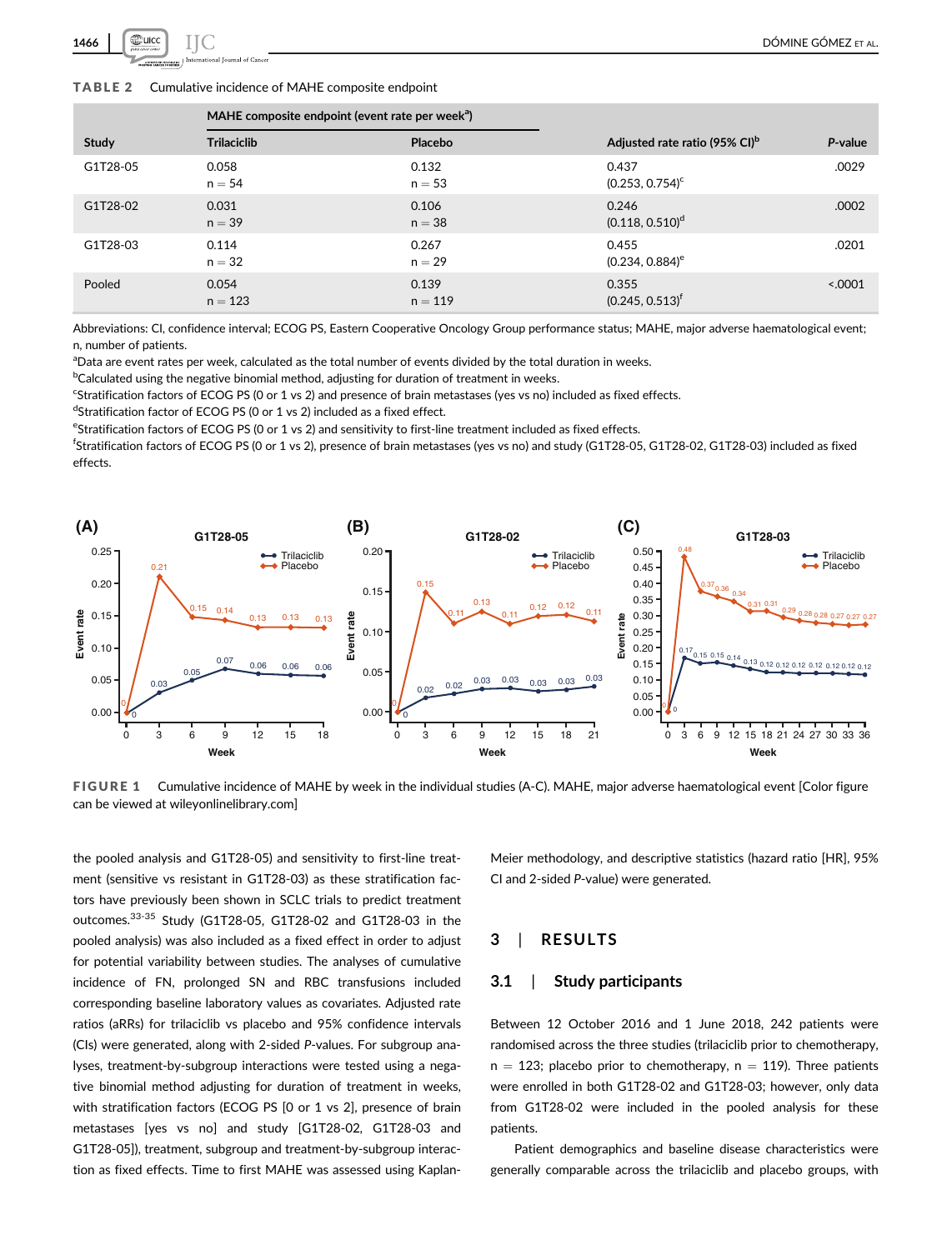**TABLE 2** Cumulative incidence of MAHE composite endpoint

| Study | MAHE composite endpoint (event rate per week[a]) | | Adjusted rate ratio (95% CI)[b] | *P*-value |
|---|---|---|---|---|
| | Trilaciclib | Placebo | | |
| G1T28-05 | 0.058<br>n = 54 | 0.132<br>n = 53 | 0.437<br>(0.253, 0.754)[c] | .0029 |
| G1T28-02 | 0.031<br>n = 39 | 0.106<br>n = 38 | 0.246<br>(0.118, 0.510)[d] | .0002 |
| G1T28-03 | 0.114<br>n = 32 | 0.267<br>n = 29 | 0.455<br>(0.234, 0.884)[e] | .0201 |
| Pooled | 0.054<br>n = 123 | 0.139<br>n = 119 | 0.355<br>(0.245, 0.513)[f] | <.0001 |

Abbreviations: CI, confidence interval; ECOG PS, Eastern Cooperative Oncology Group performance status; MAHE, major adverse haematological event; n, number of patients.

[a]Data are event rates per week, calculated as the total number of events divided by the total duration in weeks.

[b]Calculated using the negative binomial method, adjusting for duration of treatment in weeks.

[c]Stratification factors of ECOG PS (0 or 1 vs 2) and presence of brain metastases (yes vs no) included as fixed effects.

[d]Stratification factor of ECOG PS (0 or 1 vs 2) included as a fixed effect.

[e]Stratification factors of ECOG PS (0 or 1 vs 2) and sensitivity to first-line treatment included as fixed effects.

[f]Stratification factors of ECOG PS (0 or 1 vs 2), presence of brain metastases (yes vs no) and study (G1T28-05, G1T28-02, G1T28-03) included as fixed effects.

**FIGURE 1** Cumulative incidence of MAHE by week in the individual studies (A-C). MAHE, major adverse haematological event [Color figure can be viewed at wileyonlinelibrary.com]

the pooled analysis and G1T28-05) and sensitivity to first-line treatment (sensitive vs resistant in G1T28-03) as these stratification factors have previously been shown in SCLC trials to predict treatment outcomes.[33-35] Study (G1T28-05, G1T28-02 and G1T28-03 in the pooled analysis) was also included as a fixed effect in order to adjust for potential variability between studies. The analyses of cumulative incidence of FN, prolonged SN and RBC transfusions included corresponding baseline laboratory values as covariates. Adjusted rate ratios (aRRs) for trilaciclib vs placebo and 95% confidence intervals (CIs) were generated, along with 2-sided *P*-values. For subgroup analyses, treatment-by-subgroup interactions were tested using a negative binomial method adjusting for duration of treatment in weeks, with stratification factors (ECOG PS [0 or 1 vs 2], presence of brain metastases [yes vs no] and study [G1T28-02, G1T28-03 and G1T28-05]), treatment, subgroup and treatment-by-subgroup interaction as fixed effects. Time to first MAHE was assessed using Kaplan-Meier methodology, and descriptive statistics (hazard ratio [HR], 95% CI and 2-sided *P*-value) were generated.

## 3 | RESULTS

### 3.1 | Study participants

Between 12 October 2016 and 1 June 2018, 242 patients were randomised across the three studies (trilaciclib prior to chemotherapy, n = 123; placebo prior to chemotherapy, n = 119). Three patients were enrolled in both G1T28-02 and G1T28-03; however, only data from G1T28-02 were included in the pooled analysis for these patients.

Patient demographics and baseline disease characteristics were generally comparable across the trilaciclib and placebo groups, with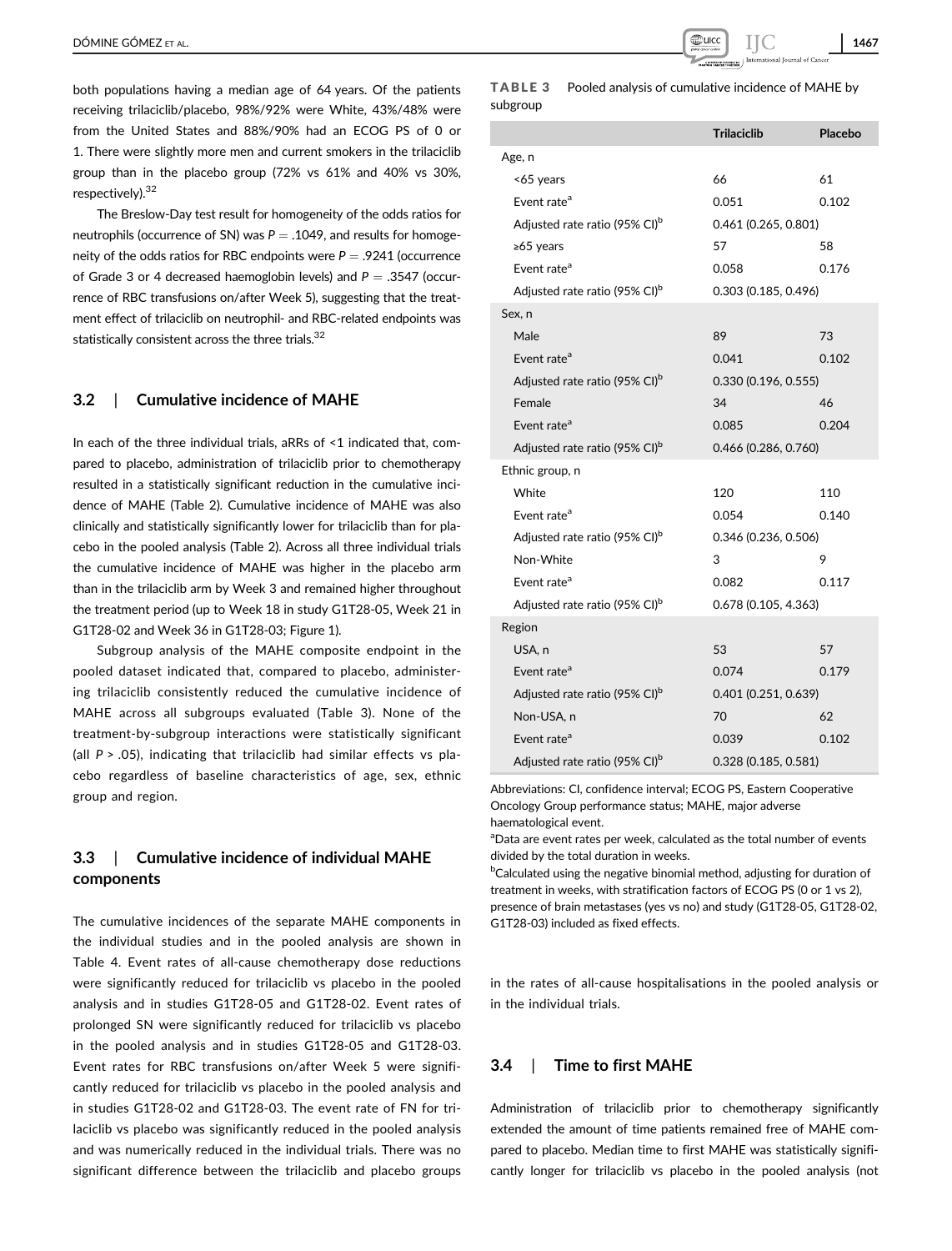both populations having a median age of 64 years. Of the patients receiving trilaciclib/placebo, 98%/92% were White, 43%/48% were from the United States and 88%/90% had an ECOG PS of 0 or 1. There were slightly more men and current smokers in the trilaciclib group than in the placebo group (72% vs 61% and 40% vs 30%, respectively).[32]

The Breslow-Day test result for homogeneity of the odds ratios for neutrophils (occurrence of SN) was $P = .1049$, and results for homogeneity of the odds ratios for RBC endpoints were $P = .9241$ (occurrence of Grade 3 or 4 decreased haemoglobin levels) and $P = .3547$ (occurrence of RBC transfusions on/after Week 5), suggesting that the treatment effect of trilaciclib on neutrophil- and RBC-related endpoints was statistically consistent across the three trials.[32]

### 3.2 | Cumulative incidence of MAHE

In each of the three individual trials, aRRs of <1 indicated that, compared to placebo, administration of trilaciclib prior to chemotherapy resulted in a statistically significant reduction in the cumulative incidence of MAHE (Table 2). Cumulative incidence of MAHE was also clinically and statistically significantly lower for trilaciclib than for placebo in the pooled analysis (Table 2). Across all three individual trials the cumulative incidence of MAHE was higher in the placebo arm than in the trilaciclib arm by Week 3 and remained higher throughout the treatment period (up to Week 18 in study G1T28-05, Week 21 in G1T28-02 and Week 36 in G1T28-03; Figure 1).

Subgroup analysis of the MAHE composite endpoint in the pooled dataset indicated that, compared to placebo, administering trilaciclib consistently reduced the cumulative incidence of MAHE across all subgroups evaluated (Table 3). None of the treatment-by-subgroup interactions were statistically significant (all $P > .05$), indicating that trilaciclib had similar effects vs placebo regardless of baseline characteristics of age, sex, ethnic group and region.

**TABLE 3** Pooled analysis of cumulative incidence of MAHE by subgroup

| | Trilaciclib | Placebo |
|---|---|---|
| Age, n | | |
| <65 years | 66 | 61 |
| Event rate[a] | 0.051 | 0.102 |
| Adjusted rate ratio (95% CI)[b] | 0.461 (0.265, 0.801) | |
| ≥65 years | 57 | 58 |
| Event rate[a] | 0.058 | 0.176 |
| Adjusted rate ratio (95% CI)[b] | 0.303 (0.185, 0.496) | |
| Sex, n | | |
| Male | 89 | 73 |
| Event rate[a] | 0.041 | 0.102 |
| Adjusted rate ratio (95% CI)[b] | 0.330 (0.196, 0.555) | |
| Female | 34 | 46 |
| Event rate[a] | 0.085 | 0.204 |
| Adjusted rate ratio (95% CI)[b] | 0.466 (0.286, 0.760) | |
| Ethnic group, n | | |
| White | 120 | 110 |
| Event rate[a] | 0.054 | 0.140 |
| Adjusted rate ratio (95% CI)[b] | 0.346 (0.236, 0.506) | |
| Non-White | 3 | 9 |
| Event rate[a] | 0.082 | 0.117 |
| Adjusted rate ratio (95% CI)[b] | 0.678 (0.105, 4.363) | |
| Region | | |
| USA, n | 53 | 57 |
| Event rate[a] | 0.074 | 0.179 |
| Adjusted rate ratio (95% CI)[b] | 0.401 (0.251, 0.639) | |
| Non-USA, n | 70 | 62 |
| Event rate[a] | 0.039 | 0.102 |
| Adjusted rate ratio (95% CI)[b] | 0.328 (0.185, 0.581) | |

Abbreviations: CI, confidence interval; ECOG PS, Eastern Cooperative Oncology Group performance status; MAHE, major adverse haematological event.

[a]Data are event rates per week, calculated as the total number of events divided by the total duration in weeks.

[b]Calculated using the negative binomial method, adjusting for duration of treatment in weeks, with stratification factors of ECOG PS (0 or 1 vs 2), presence of brain metastases (yes vs no) and study (G1T28-05, G1T28-02, G1T28-03) included as fixed effects.

### 3.3 | Cumulative incidence of individual MAHE components

The cumulative incidences of the separate MAHE components in the individual studies and in the pooled analysis are shown in Table 4. Event rates of all-cause chemotherapy dose reductions were significantly reduced for trilaciclib vs placebo in the pooled analysis and in studies G1T28-05 and G1T28-02. Event rates of prolonged SN were significantly reduced for trilaciclib vs placebo in the pooled analysis and in studies G1T28-05 and G1T28-03. Event rates for RBC transfusions on/after Week 5 were significantly reduced for trilaciclib vs placebo in the pooled analysis and in studies G1T28-02 and G1T28-03. The event rate of FN for trilaciclib vs placebo was significantly reduced in the pooled analysis and was numerically reduced in the individual trials. There was no significant difference between the trilaciclib and placebo groups in the rates of all-cause hospitalisations in the pooled analysis or in the individual trials.

### 3.4 | Time to first MAHE

Administration of trilaciclib prior to chemotherapy significantly extended the amount of time patients remained free of MAHE compared to placebo. Median time to first MAHE was statistically significantly longer for trilaciclib vs placebo in the pooled analysis (not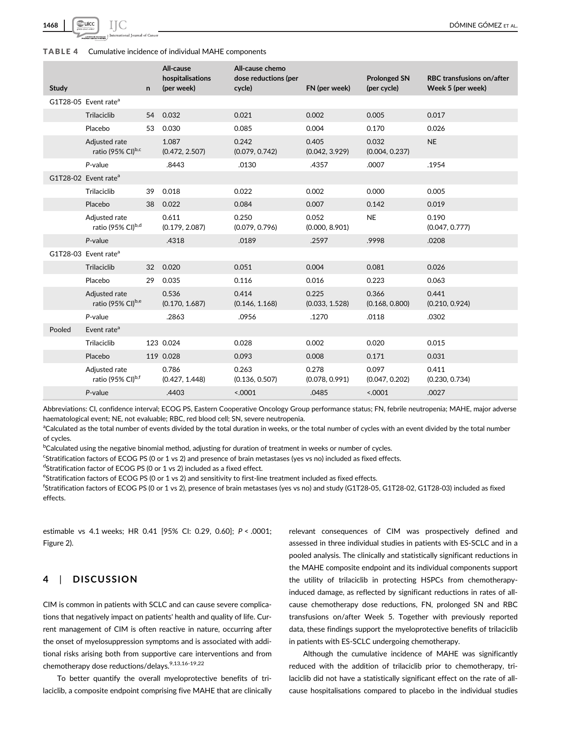**TABLE 4** Cumulative incidence of individual MAHE components

| Study | | n | All-cause hospitalisations (per week) | All-cause chemo dose reductions (per cycle) | FN (per week) | Prolonged SN (per cycle) | RBC transfusions on/after Week 5 (per week) |
|---|---|---|---|---|---|---|---|
| G1T28-05 | Event rate[a] | | | | | | |
| | Trilaciclib | 54 | 0.032 | 0.021 | 0.002 | 0.005 | 0.017 |
| | Placebo | 53 | 0.030 | 0.085 | 0.004 | 0.170 | 0.026 |
| | Adjusted rate ratio (95% CI)[b,c] | | 1.087 (0.472, 2.507) | 0.242 (0.079, 0.742) | 0.405 (0.042, 3.929) | 0.032 (0.004, 0.237) | NE |
| | *P*-value | | .8443 | .0130 | .4357 | .0007 | .1954 |
| G1T28-02 | Event rate[a] | | | | | | |
| | Trilaciclib | 39 | 0.018 | 0.022 | 0.002 | 0.000 | 0.005 |
| | Placebo | 38 | 0.022 | 0.084 | 0.007 | 0.142 | 0.019 |
| | Adjusted rate ratio (95% CI)[b,d] | | 0.611 (0.179, 2.087) | 0.250 (0.079, 0.796) | 0.052 (0.000, 8.901) | NE | 0.190 (0.047, 0.777) |
| | *P*-value | | .4318 | .0189 | .2597 | .9998 | .0208 |
| G1T28-03 | Event rate[a] | | | | | | |
| | Trilaciclib | 32 | 0.020 | 0.051 | 0.004 | 0.081 | 0.026 |
| | Placebo | 29 | 0.035 | 0.116 | 0.016 | 0.223 | 0.063 |
| | Adjusted rate ratio (95% CI)[b,e] | | 0.536 (0.170, 1.687) | 0.414 (0.146, 1.168) | 0.225 (0.033, 1.528) | 0.366 (0.168, 0.800) | 0.441 (0.210, 0.924) |
| | *P*-value | | .2863 | .0956 | .1270 | .0118 | .0302 |
| Pooled | Event rate[a] | | | | | | |
| | Trilaciclib | 123 | 0.024 | 0.028 | 0.002 | 0.020 | 0.015 |
| | Placebo | 119 | 0.028 | 0.093 | 0.008 | 0.171 | 0.031 |
| | Adjusted rate ratio (95% CI)[b,f] | | 0.786 (0.427, 1.448) | 0.263 (0.136, 0.507) | 0.278 (0.078, 0.991) | 0.097 (0.047, 0.202) | 0.411 (0.230, 0.734) |
| | *P*-value | | .4403 | <.0001 | .0485 | <.0001 | .0027 |

Abbreviations: CI, confidence interval; ECOG PS, Eastern Cooperative Oncology Group performance status; FN, febrile neutropenia; MAHE, major adverse haematological event; NE, not evaluable; RBC, red blood cell; SN, severe neutropenia.

[a]Calculated as the total number of events divided by the total duration in weeks, or the total number of cycles with an event divided by the total number of cycles.

[b]Calculated using the negative binomial method, adjusting for duration of treatment in weeks or number of cycles.

[c]Stratification factors of ECOG PS (0 or 1 vs 2) and presence of brain metastases (yes vs no) included as fixed effects.

[d]Stratification factor of ECOG PS (0 or 1 vs 2) included as a fixed effect.

[e]Stratification factors of ECOG PS (0 or 1 vs 2) and sensitivity to first-line treatment included as fixed effects.

[f]Stratification factors of ECOG PS (0 or 1 vs 2), presence of brain metastases (yes vs no) and study (G1T28-05, G1T28-02, G1T28-03) included as fixed effects.

estimable vs 4.1 weeks; HR 0.41 [95% CI: 0.29, 0.60]; $P < .0001$; Figure 2).

## 4 | DISCUSSION

CIM is common in patients with SCLC and can cause severe complications that negatively impact on patients' health and quality of life. Current management of CIM is often reactive in nature, occurring after the onset of myelosuppression symptoms and is associated with additional risks arising both from supportive care interventions and from chemotherapy dose reductions/delays.[9,13,16-19,22]

To better quantify the overall myeloprotective benefits of trilaciclib, a composite endpoint comprising five MAHE that are clinically relevant consequences of CIM was prospectively defined and assessed in three individual studies in patients with ES-SCLC and in a pooled analysis. The clinically and statistically significant reductions in the MAHE composite endpoint and its individual components support the utility of trilaciclib in protecting HSPCs from chemotherapy-induced damage, as reflected by significant reductions in rates of all-cause chemotherapy dose reductions, FN, prolonged SN and RBC transfusions on/after Week 5. Together with previously reported data, these findings support the myeloprotective benefits of trilaciclib in patients with ES-SCLC undergoing chemotherapy.

Although the cumulative incidence of MAHE was significantly reduced with the addition of trilaciclib prior to chemotherapy, trilaciclib did not have a statistically significant effect on the rate of all-cause hospitalisations compared to placebo in the individual studies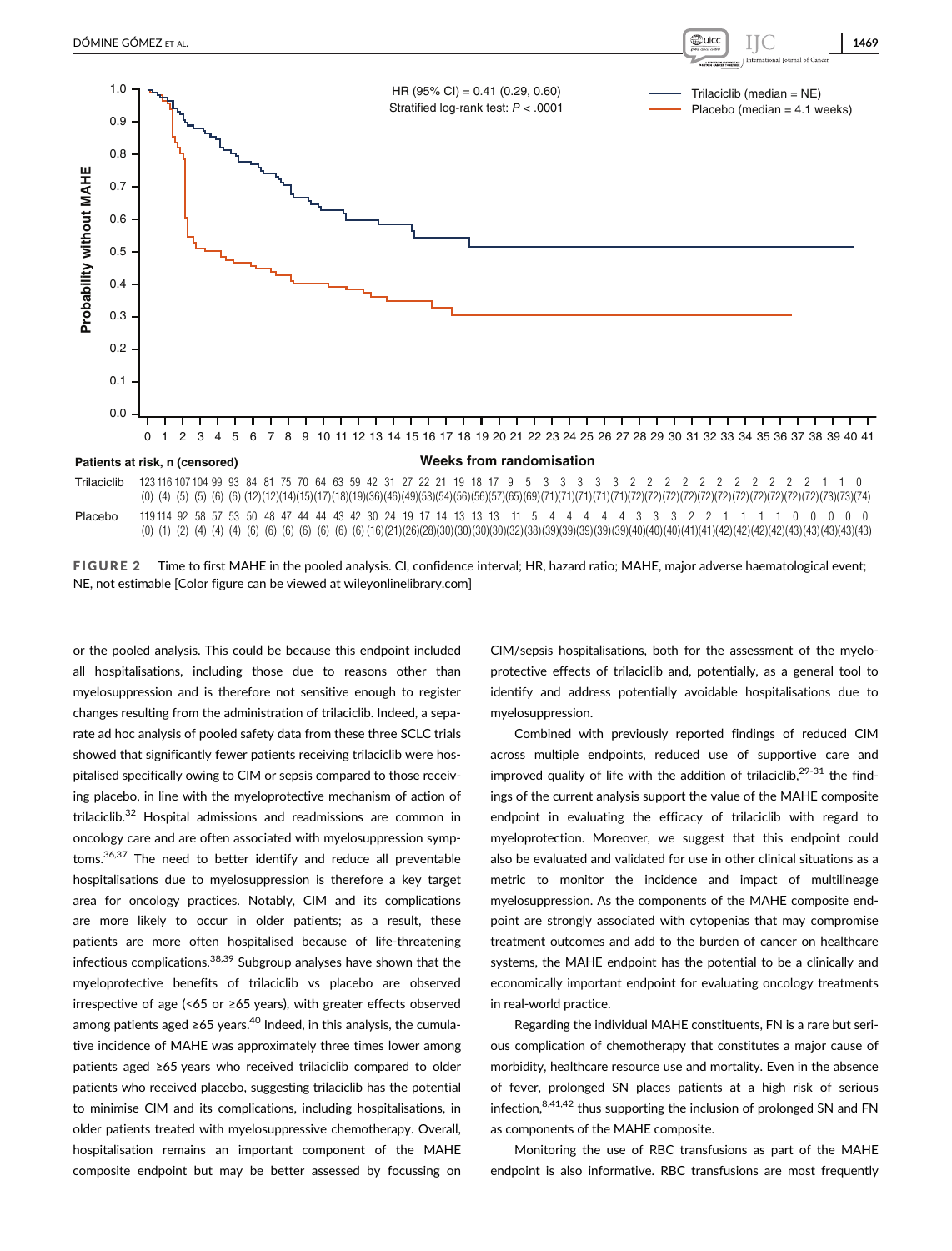Patients at risk, n (censored)

| | | | | | | | | | | | | | | | | | | | | | | | | | | | | | | | | | | | | | | | | | |
|---|---|---|---|---|---|---|---|---|---|---|---|---|---|---|---|---|---|---|---|---|---|---|---|---|---|---|---|---|---|---|---|---|---|---|---|---|---|---|---|---|---|
| Trilaciclib | 123 (0) | 116 (4) | 107 (5) | 104 (5) | 99 (6) | 93 (6) | 84 (12) | 81 (12) | 75 (14) | 70 (15) | 64 (17) | 63 (18) | 59 (19) | 42 (36) | 31 (46) | 27 (49) | 22 (53) | 21 (54) | 19 (56) | 18 (56) | 17 (57) | 9 (65) | 5 (69) | 3 (71) | 3 (71) | 3 (71) | 3 (71) | 3 (71) | 2 (72) | 2 (72) | 2 (72) | 2 (72) | 2 (72) | 2 (72) | 2 (72) | 2 (72) | 2 (72) | 2 (72) | 1 (73) | 1 (73) | 0 (74) |
| Placebo | 119 (0) | 114 (1) | 92 (2) | 58 (4) | 57 (4) | 53 (4) | 50 (6) | 48 (6) | 47 (6) | 44 (6) | 44 (6) | 43 (6) | 42 (6) | 30 (16) | 24 (21) | 19 (26) | 17 (28) | 14 (30) | 13 (30) | 13 (30) | 13 (30) | 11 (32) | 5 (38) | 4 (39) | 4 (39) | 4 (39) | 4 (39) | 4 (39) | 3 (40) | 3 (40) | 3 (40) | 2 (41) | 2 (41) | 1 (42) | 1 (42) | 1 (42) | 1 (42) | 0 (43) | 0 (43) | 0 (43) | 0 (43) |

**FIGURE 2** Time to first MAHE in the pooled analysis. CI, confidence interval; HR, hazard ratio; MAHE, major adverse haematological event; NE, not estimable [Color figure can be viewed at wileyonlinelibrary.com]

or the pooled analysis. This could be because this endpoint included all hospitalisations, including those due to reasons other than myelosuppression and is therefore not sensitive enough to register changes resulting from the administration of trilaciclib. Indeed, a separate ad hoc analysis of pooled safety data from these three SCLC trials showed that significantly fewer patients receiving trilaciclib were hospitalised specifically owing to CIM or sepsis compared to those receiving placebo, in line with the myeloprotective mechanism of action of trilaciclib.[32] Hospital admissions and readmissions are common in oncology care and are often associated with myelosuppression symptoms.[36,37] The need to better identify and reduce all preventable hospitalisations due to myelosuppression is therefore a key target area for oncology practices. Notably, CIM and its complications are more likely to occur in older patients; as a result, these patients are more often hospitalised because of life-threatening infectious complications.[38,39] Subgroup analyses have shown that the myeloprotective benefits of trilaciclib vs placebo are observed irrespective of age (<65 or ≥65 years), with greater effects observed among patients aged ≥65 years.[40] Indeed, in this analysis, the cumulative incidence of MAHE was approximately three times lower among patients aged ≥65 years who received trilaciclib compared to older patients who received placebo, suggesting trilaciclib has the potential to minimise CIM and its complications, including hospitalisations, in older patients treated with myelosuppressive chemotherapy. Overall, hospitalisation remains an important component of the MAHE composite endpoint but may be better assessed by focussing on CIM/sepsis hospitalisations, both for the assessment of the myeloprotective effects of trilaciclib and, potentially, as a general tool to identify and address potentially avoidable hospitalisations due to myelosuppression.

Combined with previously reported findings of reduced CIM across multiple endpoints, reduced use of supportive care and improved quality of life with the addition of trilaciclib,[29-31] the findings of the current analysis support the value of the MAHE composite endpoint in evaluating the efficacy of trilaciclib with regard to myeloprotection. Moreover, we suggest that this endpoint could also be evaluated and validated for use in other clinical situations as a metric to monitor the incidence and impact of multilineage myelosuppression. As the components of the MAHE composite endpoint are strongly associated with cytopenias that may compromise treatment outcomes and add to the burden of cancer on healthcare systems, the MAHE endpoint has the potential to be a clinically and economically important endpoint for evaluating oncology treatments in real-world practice.

Regarding the individual MAHE constituents, FN is a rare but serious complication of chemotherapy that constitutes a major cause of morbidity, healthcare resource use and mortality. Even in the absence of fever, prolonged SN places patients at a high risk of serious infection,[8,41,42] thus supporting the inclusion of prolonged SN and FN as components of the MAHE composite.

Monitoring the use of RBC transfusions as part of the MAHE endpoint is also informative. RBC transfusions are most frequently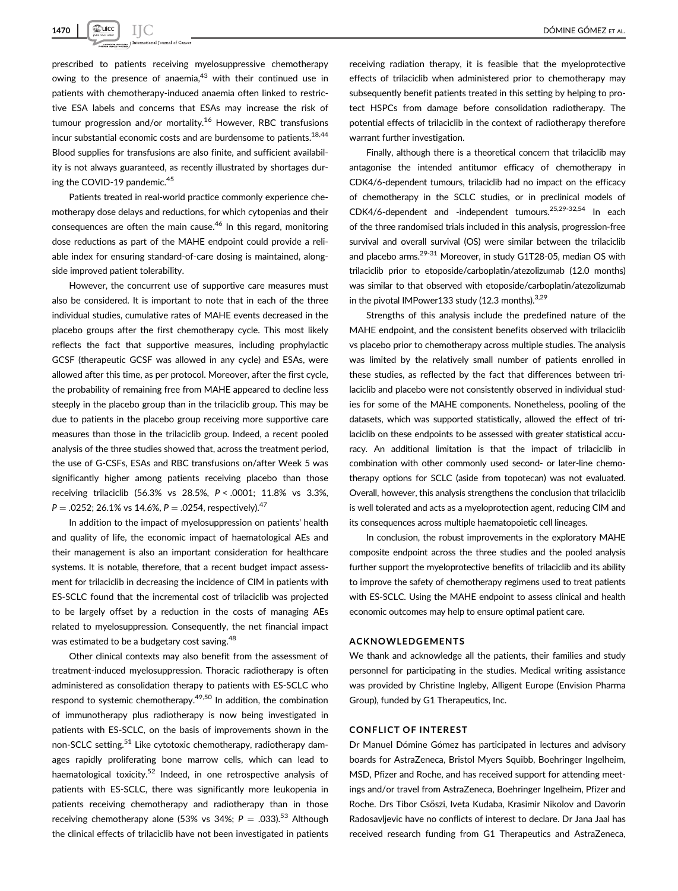prescribed to patients receiving myelosuppressive chemotherapy owing to the presence of anaemia,[43] with their continued use in patients with chemotherapy-induced anaemia often linked to restrictive ESA labels and concerns that ESAs may increase the risk of tumour progression and/or mortality.[16] However, RBC transfusions incur substantial economic costs and are burdensome to patients.[18,44] Blood supplies for transfusions are also finite, and sufficient availability is not always guaranteed, as recently illustrated by shortages during the COVID-19 pandemic.[45]

Patients treated in real-world practice commonly experience chemotherapy dose delays and reductions, for which cytopenias and their consequences are often the main cause.[46] In this regard, monitoring dose reductions as part of the MAHE endpoint could provide a reliable index for ensuring standard-of-care dosing is maintained, alongside improved patient tolerability.

However, the concurrent use of supportive care measures must also be considered. It is important to note that in each of the three individual studies, cumulative rates of MAHE events decreased in the placebo groups after the first chemotherapy cycle. This most likely reflects the fact that supportive measures, including prophylactic GCSF (therapeutic GCSF was allowed in any cycle) and ESAs, were allowed after this time, as per protocol. Moreover, after the first cycle, the probability of remaining free from MAHE appeared to decline less steeply in the placebo group than in the trilaciclib group. This may be due to patients in the placebo group receiving more supportive care measures than those in the trilaciclib group. Indeed, a recent pooled analysis of the three studies showed that, across the treatment period, the use of G-CSFs, ESAs and RBC transfusions on/after Week 5 was significantly higher among patients receiving placebo than those receiving trilaciclib (56.3% vs 28.5%, $P < .0001$; 11.8% vs 3.3%, $P = .0252$; 26.1% vs 14.6%, $P = .0254$, respectively).[47]

In addition to the impact of myelosuppression on patients' health and quality of life, the economic impact of haematological AEs and their management is also an important consideration for healthcare systems. It is notable, therefore, that a recent budget impact assessment for trilaciclib in decreasing the incidence of CIM in patients with ES-SCLC found that the incremental cost of trilaciclib was projected to be largely offset by a reduction in the costs of managing AEs related to myelosuppression. Consequently, the net financial impact was estimated to be a budgetary cost saving.[48]

Other clinical contexts may also benefit from the assessment of treatment-induced myelosuppression. Thoracic radiotherapy is often administered as consolidation therapy to patients with ES-SCLC who respond to systemic chemotherapy.[49,50] In addition, the combination of immunotherapy plus radiotherapy is now being investigated in patients with ES-SCLC, on the basis of improvements shown in the non-SCLC setting.[51] Like cytotoxic chemotherapy, radiotherapy damages rapidly proliferating bone marrow cells, which can lead to haematological toxicity.[52] Indeed, in one retrospective analysis of patients with ES-SCLC, there was significantly more leukopenia in patients receiving chemotherapy and radiotherapy than in those receiving chemotherapy alone (53% vs 34%; $P = .033$).[53] Although the clinical effects of trilaciclib have not been investigated in patients receiving radiation therapy, it is feasible that the myeloprotective effects of trilaciclib when administered prior to chemotherapy may subsequently benefit patients treated in this setting by helping to protect HSPCs from damage before consolidation radiotherapy. The potential effects of trilaciclib in the context of radiotherapy therefore warrant further investigation.

Finally, although there is a theoretical concern that trilaciclib may antagonise the intended antitumor efficacy of chemotherapy in CDK4/6-dependent tumours, trilaciclib had no impact on the efficacy of chemotherapy in the SCLC studies, or in preclinical models of CDK4/6-dependent and -independent tumours.[25,29-32,54] In each of the three randomised trials included in this analysis, progression-free survival and overall survival (OS) were similar between the trilaciclib and placebo arms.[29-31] Moreover, in study G1T28-05, median OS with trilaciclib prior to etoposide/carboplatin/atezolizumab (12.0 months) was similar to that observed with etoposide/carboplatin/atezolizumab in the pivotal IMPower133 study (12.3 months).[3,29]

Strengths of this analysis include the predefined nature of the MAHE endpoint, and the consistent benefits observed with trilaciclib vs placebo prior to chemotherapy across multiple studies. The analysis was limited by the relatively small number of patients enrolled in these studies, as reflected by the fact that differences between trilaciclib and placebo were not consistently observed in individual studies for some of the MAHE components. Nonetheless, pooling of the datasets, which was supported statistically, allowed the effect of trilaciclib on these endpoints to be assessed with greater statistical accuracy. An additional limitation is that the impact of trilaciclib in combination with other commonly used second- or later-line chemotherapy options for SCLC (aside from topotecan) was not evaluated. Overall, however, this analysis strengthens the conclusion that trilaciclib is well tolerated and acts as a myeloprotection agent, reducing CIM and its consequences across multiple haematopoietic cell lineages.

In conclusion, the robust improvements in the exploratory MAHE composite endpoint across the three studies and the pooled analysis further support the myeloprotective benefits of trilaciclib and its ability to improve the safety of chemotherapy regimens used to treat patients with ES-SCLC. Using the MAHE endpoint to assess clinical and health economic outcomes may help to ensure optimal patient care.

## ACKNOWLEDGEMENTS

We thank and acknowledge all the patients, their families and study personnel for participating in the studies. Medical writing assistance was provided by Christine Ingleby, Alligent Europe (Envision Pharma Group), funded by G1 Therapeutics, Inc.

## CONFLICT OF INTEREST

Dr Manuel Dómine Gómez has participated in lectures and advisory boards for AstraZeneca, Bristol Myers Squibb, Boehringer Ingelheim, MSD, Pfizer and Roche, and has received support for attending meetings and/or travel from AstraZeneca, Boehringer Ingelheim, Pfizer and Roche. Drs Tibor Csőszi, Iveta Kudaba, Krasimir Nikolov and Davorin Radosavljevic have no conflicts of interest to declare. Dr Jana Jaal has received research funding from G1 Therapeutics and AstraZeneca,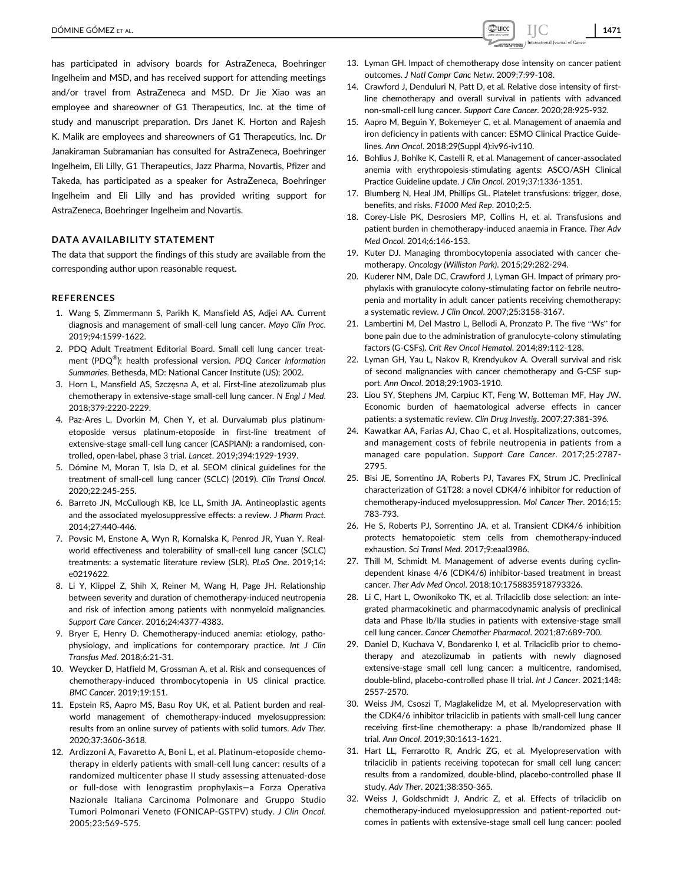has participated in advisory boards for AstraZeneca, Boehringer Ingelheim and MSD, and has received support for attending meetings and/or travel from AstraZeneca and MSD. Dr Jie Xiao was an employee and shareowner of G1 Therapeutics, Inc. at the time of study and manuscript preparation. Drs Janet K. Horton and Rajesh K. Malik are employees and shareowners of G1 Therapeutics, Inc. Dr Janakiraman Subramanian has consulted for AstraZeneca, Boehringer Ingelheim, Eli Lilly, G1 Therapeutics, Jazz Pharma, Novartis, Pfizer and Takeda, has participated as a speaker for AstraZeneca, Boehringer Ingelheim and Eli Lilly and has provided writing support for AstraZeneca, Boehringer Ingelheim and Novartis.

## DATA AVAILABILITY STATEMENT

The data that support the findings of this study are available from the corresponding author upon reasonable request.

## REFERENCES

1. Wang S, Zimmermann S, Parikh K, Mansfield AS, Adjei AA. Current diagnosis and management of small-cell lung cancer. *Mayo Clin Proc*. 2019;94:1599-1622.
2. PDQ Adult Treatment Editorial Board. Small cell lung cancer treatment (PDQ®): health professional version. *PDQ Cancer Information Summaries*. Bethesda, MD: National Cancer Institute (US); 2002.
3. Horn L, Mansfield AS, Szczęsna A, et al. First-line atezolizumab plus chemotherapy in extensive-stage small-cell lung cancer. *N Engl J Med*. 2018;379:2220-2229.
4. Paz-Ares L, Dvorkin M, Chen Y, et al. Durvalumab plus platinum-etoposide versus platinum-etoposide in first-line treatment of extensive-stage small-cell lung cancer (CASPIAN): a randomised, controlled, open-label, phase 3 trial. *Lancet*. 2019;394:1929-1939.
5. Dómine M, Moran T, Isla D, et al. SEOM clinical guidelines for the treatment of small-cell lung cancer (SCLC) (2019). *Clin Transl Oncol*. 2020;22:245-255.
6. Barreto JN, McCullough KB, Ice LL, Smith JA. Antineoplastic agents and the associated myelosuppressive effects: a review. *J Pharm Pract*. 2014;27:440-446.
7. Povsic M, Enstone A, Wyn R, Kornalska K, Penrod JR, Yuan Y. Real-world effectiveness and tolerability of small-cell lung cancer (SCLC) treatments: a systematic literature review (SLR). *PLoS One*. 2019;14:e0219622.
8. Li Y, Klippel Z, Shih X, Reiner M, Wang H, Page JH. Relationship between severity and duration of chemotherapy-induced neutropenia and risk of infection among patients with nonmyeloid malignancies. *Support Care Cancer*. 2016;24:4377-4383.
9. Bryer E, Henry D. Chemotherapy-induced anemia: etiology, pathophysiology, and implications for contemporary practice. *Int J Clin Transfus Med*. 2018;6:21-31.
10. Weycker D, Hatfield M, Grossman A, et al. Risk and consequences of chemotherapy-induced thrombocytopenia in US clinical practice. *BMC Cancer*. 2019;19:151.
11. Epstein RS, Aapro MS, Basu Roy UK, et al. Patient burden and real-world management of chemotherapy-induced myelosuppression: results from an online survey of patients with solid tumors. *Adv Ther*. 2020;37:3606-3618.
12. Ardizzoni A, Favaretto A, Boni L, et al. Platinum-etoposide chemotherapy in elderly patients with small-cell lung cancer: results of a randomized multicenter phase II study assessing attenuated-dose or full-dose with lenograstim prophylaxis—a Forza Operativa Nazionale Italiana Carcinoma Polmonare and Gruppo Studio Tumori Polmonari Veneto (FONICAP-GSTPV) study. *J Clin Oncol*. 2005;23:569-575.
13. Lyman GH. Impact of chemotherapy dose intensity on cancer patient outcomes. *J Natl Compr Canc Netw*. 2009;7:99-108.
14. Crawford J, Denduluri N, Patt D, et al. Relative dose intensity of first-line chemotherapy and overall survival in patients with advanced non-small-cell lung cancer. *Support Care Cancer*. 2020;28:925-932.
15. Aapro M, Beguin Y, Bokemeyer C, et al. Management of anaemia and iron deficiency in patients with cancer: ESMO Clinical Practice Guidelines. *Ann Oncol*. 2018;29(Suppl 4):iv96-iv110.
16. Bohlius J, Bohlke K, Castelli R, et al. Management of cancer-associated anemia with erythropoiesis-stimulating agents: ASCO/ASH Clinical Practice Guideline update. *J Clin Oncol*. 2019;37:1336-1351.
17. Blumberg N, Heal JM, Phillips GL. Platelet transfusions: trigger, dose, benefits, and risks. *F1000 Med Rep*. 2010;2:5.
18. Corey-Lisle PK, Desrosiers MP, Collins H, et al. Transfusions and patient burden in chemotherapy-induced anaemia in France. *Ther Adv Med Oncol*. 2014;6:146-153.
19. Kuter DJ. Managing thrombocytopenia associated with cancer chemotherapy. *Oncology (Williston Park)*. 2015;29:282-294.
20. Kuderer NM, Dale DC, Crawford J, Lyman GH. Impact of primary prophylaxis with granulocyte colony-stimulating factor on febrile neutropenia and mortality in adult cancer patients receiving chemotherapy: a systematic review. *J Clin Oncol*. 2007;25:3158-3167.
21. Lambertini M, Del Mastro L, Bellodi A, Pronzato P. The five "Ws" for bone pain due to the administration of granulocyte-colony stimulating factors (G-CSFs). *Crit Rev Oncol Hematol*. 2014;89:112-128.
22. Lyman GH, Yau L, Nakov R, Krendyukov A. Overall survival and risk of second malignancies with cancer chemotherapy and G-CSF support. *Ann Oncol*. 2018;29:1903-1910.
23. Liou SY, Stephens JM, Carpiuc KT, Feng W, Botteman MF, Hay JW. Economic burden of haematological adverse effects in cancer patients: a systematic review. *Clin Drug Investig*. 2007;27:381-396.
24. Kawatkar AA, Farias AJ, Chao C, et al. Hospitalizations, outcomes, and management costs of febrile neutropenia in patients from a managed care population. *Support Care Cancer*. 2017;25:2787-2795.
25. Bisi JE, Sorrentino JA, Roberts PJ, Tavares FX, Strum JC. Preclinical characterization of G1T28: a novel CDK4/6 inhibitor for reduction of chemotherapy-induced myelosuppression. *Mol Cancer Ther*. 2016;15:783-793.
26. He S, Roberts PJ, Sorrentino JA, et al. Transient CDK4/6 inhibition protects hematopoietic stem cells from chemotherapy-induced exhaustion. *Sci Transl Med*. 2017;9:eaal3986.
27. Thill M, Schmidt M. Management of adverse events during cyclin-dependent kinase 4/6 (CDK4/6) inhibitor-based treatment in breast cancer. *Ther Adv Med Oncol*. 2018;10:1758835918793326.
28. Li C, Hart L, Owonikoko TK, et al. Trilaciclib dose selection: an integrated pharmacokinetic and pharmacodynamic analysis of preclinical data and Phase Ib/IIa studies in patients with extensive-stage small cell lung cancer. *Cancer Chemother Pharmacol*. 2021;87:689-700.
29. Daniel D, Kuchava V, Bondarenko I, et al. Trilaciclib prior to chemotherapy and atezolizumab in patients with newly diagnosed extensive-stage small cell lung cancer: a multicentre, randomised, double-blind, placebo-controlled phase II trial. *Int J Cancer*. 2021;148:2557-2570.
30. Weiss JM, Csoszi T, Maglakelidze M, et al. Myelopreservation with the CDK4/6 inhibitor trilaciclib in patients with small-cell lung cancer receiving first-line chemotherapy: a phase Ib/randomized phase II trial. *Ann Oncol*. 2019;30:1613-1621.
31. Hart LL, Ferrarotto R, Andric ZG, et al. Myelopreservation with trilaciclib in patients receiving topotecan for small cell lung cancer: results from a randomized, double-blind, placebo-controlled phase II study. *Adv Ther*. 2021;38:350-365.
32. Weiss J, Goldschmidt J, Andric Z, et al. Effects of trilaciclib on chemotherapy-induced myelosuppression and patient-reported outcomes in patients with extensive-stage small cell lung cancer: pooled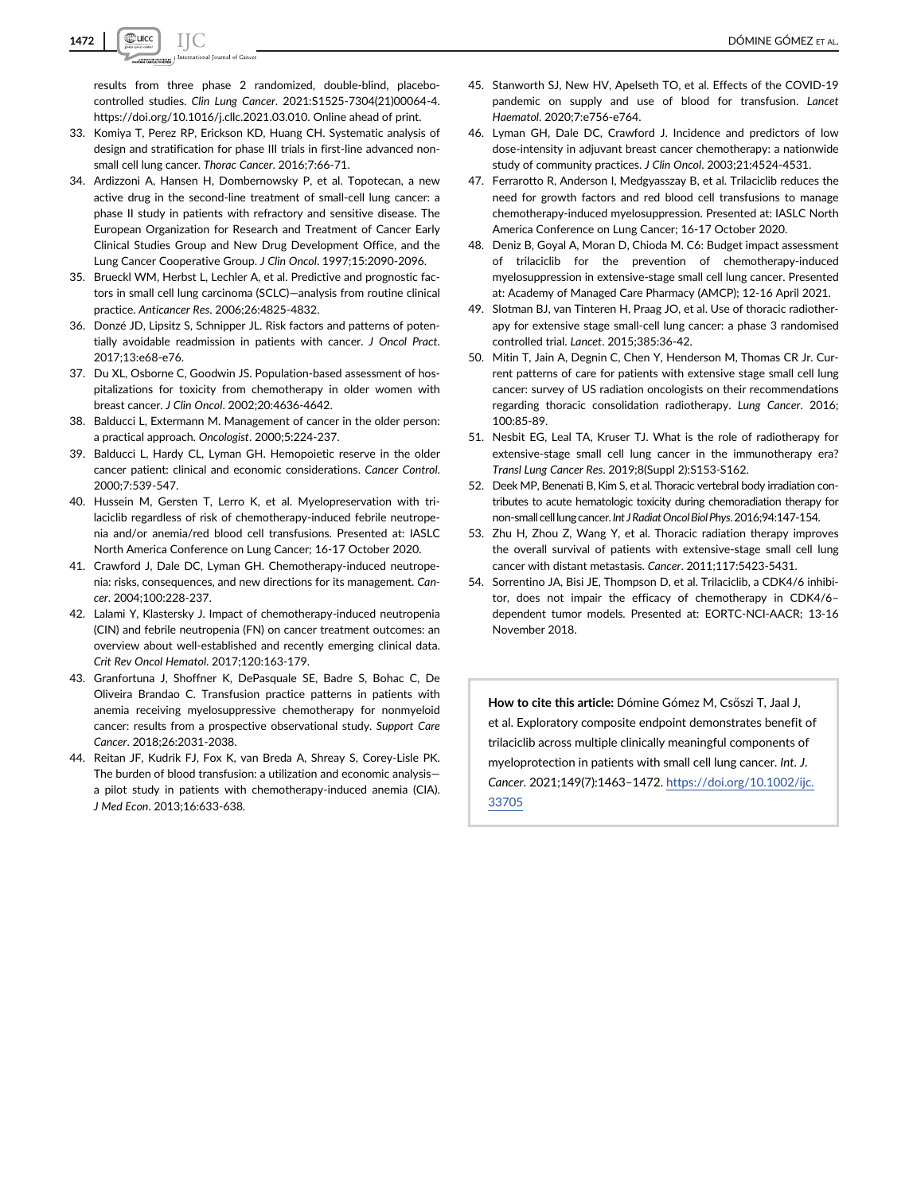results from three phase 2 randomized, double-blind, placebo-controlled studies. *Clin Lung Cancer*. 2021:S1525-7304(21)00064-4. https://doi.org/10.1016/j.cllc.2021.03.010. Online ahead of print.

33. Komiya T, Perez RP, Erickson KD, Huang CH. Systematic analysis of design and stratification for phase III trials in first-line advanced non-small cell lung cancer. *Thorac Cancer*. 2016;7:66-71.
34. Ardizzoni A, Hansen H, Dombernowsky P, et al. Topotecan, a new active drug in the second-line treatment of small-cell lung cancer: a phase II study in patients with refractory and sensitive disease. The European Organization for Research and Treatment of Cancer Early Clinical Studies Group and New Drug Development Office, and the Lung Cancer Cooperative Group. *J Clin Oncol*. 1997;15:2090-2096.
35. Brueckl WM, Herbst L, Lechler A, et al. Predictive and prognostic factors in small cell lung carcinoma (SCLC)—analysis from routine clinical practice. *Anticancer Res*. 2006;26:4825-4832.
36. Donzé JD, Lipsitz S, Schnipper JL. Risk factors and patterns of potentially avoidable readmission in patients with cancer. *J Oncol Pract*. 2017;13:e68-e76.
37. Du XL, Osborne C, Goodwin JS. Population-based assessment of hospitalizations for toxicity from chemotherapy in older women with breast cancer. *J Clin Oncol*. 2002;20:4636-4642.
38. Balducci L, Extermann M. Management of cancer in the older person: a practical approach. *Oncologist*. 2000;5:224-237.
39. Balducci L, Hardy CL, Lyman GH. Hemopoietic reserve in the older cancer patient: clinical and economic considerations. *Cancer Control*. 2000;7:539-547.
40. Hussein M, Gersten T, Lerro K, et al. Myelopreservation with trilaciclib regardless of risk of chemotherapy-induced febrile neutropenia and/or anemia/red blood cell transfusions. Presented at: IASLC North America Conference on Lung Cancer; 16-17 October 2020.
41. Crawford J, Dale DC, Lyman GH. Chemotherapy-induced neutropenia: risks, consequences, and new directions for its management. *Cancer*. 2004;100:228-237.
42. Lalami Y, Klastersky J. Impact of chemotherapy-induced neutropenia (CIN) and febrile neutropenia (FN) on cancer treatment outcomes: an overview about well-established and recently emerging clinical data. *Crit Rev Oncol Hematol*. 2017;120:163-179.
43. Granfortuna J, Shoffner K, DePasquale SE, Badre S, Bohac C, De Oliveira Brandao C. Transfusion practice patterns in patients with anemia receiving myelosuppressive chemotherapy for nonmyeloid cancer: results from a prospective observational study. *Support Care Cancer*. 2018;26:2031-2038.
44. Reitan JF, Kudrik FJ, Fox K, van Breda A, Shreay S, Corey-Lisle PK. The burden of blood transfusion: a utilization and economic analysis—a pilot study in patients with chemotherapy-induced anemia (CIA). *J Med Econ*. 2013;16:633-638.
45. Stanworth SJ, New HV, Apelseth TO, et al. Effects of the COVID-19 pandemic on supply and use of blood for transfusion. *Lancet Haematol*. 2020;7:e756-e764.
46. Lyman GH, Dale DC, Crawford J. Incidence and predictors of low dose-intensity in adjuvant breast cancer chemotherapy: a nationwide study of community practices. *J Clin Oncol*. 2003;21:4524-4531.
47. Ferrarotto R, Anderson I, Medgyasszay B, et al. Trilaciclib reduces the need for growth factors and red blood cell transfusions to manage chemotherapy-induced myelosuppression. Presented at: IASLC North America Conference on Lung Cancer; 16-17 October 2020.
48. Deniz B, Goyal A, Moran D, Chioda M. C6: Budget impact assessment of trilaciclib for the prevention of chemotherapy-induced myelosuppression in extensive-stage small cell lung cancer. Presented at: Academy of Managed Care Pharmacy (AMCP); 12-16 April 2021.
49. Slotman BJ, van Tinteren H, Praag JO, et al. Use of thoracic radiotherapy for extensive stage small-cell lung cancer: a phase 3 randomised controlled trial. *Lancet*. 2015;385:36-42.
50. Mitin T, Jain A, Degnin C, Chen Y, Henderson M, Thomas CR Jr. Current patterns of care for patients with extensive stage small cell lung cancer: survey of US radiation oncologists on their recommendations regarding thoracic consolidation radiotherapy. *Lung Cancer*. 2016;100:85-89.
51. Nesbit EG, Leal TA, Kruser TJ. What is the role of radiotherapy for extensive-stage small cell lung cancer in the immunotherapy era? *Transl Lung Cancer Res*. 2019;8(Suppl 2):S153-S162.
52. Deek MP, Benenati B, Kim S, et al. Thoracic vertebral body irradiation contributes to acute hematologic toxicity during chemoradiation therapy for non-small cell lung cancer. *Int J Radiat Oncol Biol Phys*. 2016;94:147-154.
53. Zhu H, Zhou Z, Wang Y, et al. Thoracic radiation therapy improves the overall survival of patients with extensive-stage small cell lung cancer with distant metastasis. *Cancer*. 2011;117:5423-5431.
54. Sorrentino JA, Bisi JE, Thompson D, et al. Trilaciclib, a CDK4/6 inhibitor, does not impair the efficacy of chemotherapy in CDK4/6–dependent tumor models. Presented at: EORTC-NCI-AACR; 13-16 November 2018.

**How to cite this article:** Dómine Gómez M, Csőszi T, Jaal J, et al. Exploratory composite endpoint demonstrates benefit of trilaciclib across multiple clinically meaningful components of myeloprotection in patients with small cell lung cancer. *Int. J. Cancer*. 2021;149(7):1463–1472. https://doi.org/10.1002/ijc.33705